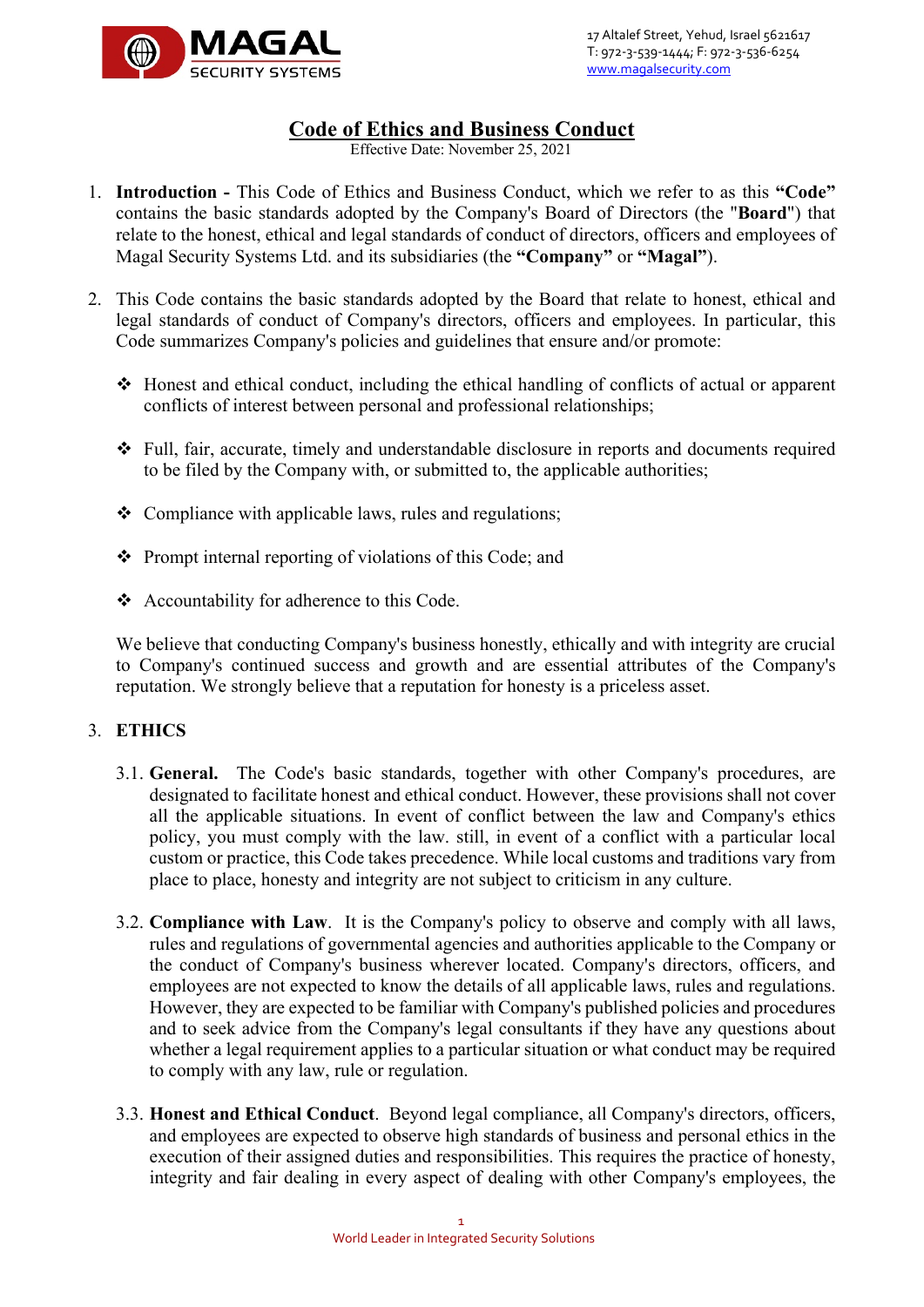MAGAL SECURITY SYSTEMS

17 Altalef Street, Yehud, Israel 5621617
T: 972-3-539-1444; F: 972-3-536-6254
www.magalsecurity.com

# Code of Ethics and Business Conduct

Effective Date: November 25, 2021

1. **Introduction -** This Code of Ethics and Business Conduct, which we refer to as this **"Code"** contains the basic standards adopted by the Company's Board of Directors (the "**Board**") that relate to the honest, ethical and legal standards of conduct of directors, officers and employees of Magal Security Systems Ltd. and its subsidiaries (the **"Company"** or **"Magal"**).

2. This Code contains the basic standards adopted by the Board that relate to honest, ethical and legal standards of conduct of Company's directors, officers and employees. In particular, this Code summarizes Company's policies and guidelines that ensure and/or promote:

   - Honest and ethical conduct, including the ethical handling of conflicts of actual or apparent conflicts of interest between personal and professional relationships;
   - Full, fair, accurate, timely and understandable disclosure in reports and documents required to be filed by the Company with, or submitted to, the applicable authorities;
   - Compliance with applicable laws, rules and regulations;
   - Prompt internal reporting of violations of this Code; and
   - Accountability for adherence to this Code.

   We believe that conducting Company's business honestly, ethically and with integrity are crucial to Company's continued success and growth and are essential attributes of the Company's reputation. We strongly believe that a reputation for honesty is a priceless asset.

3. **ETHICS**

   3.1. **General.** The Code's basic standards, together with other Company's procedures, are designated to facilitate honest and ethical conduct. However, these provisions shall not cover all the applicable situations. In event of conflict between the law and Company's ethics policy, you must comply with the law. still, in event of a conflict with a particular local custom or practice, this Code takes precedence. While local customs and traditions vary from place to place, honesty and integrity are not subject to criticism in any culture.

   3.2. **Compliance with Law**. It is the Company's policy to observe and comply with all laws, rules and regulations of governmental agencies and authorities applicable to the Company or the conduct of Company's business wherever located. Company's directors, officers, and employees are not expected to know the details of all applicable laws, rules and regulations. However, they are expected to be familiar with Company's published policies and procedures and to seek advice from the Company's legal consultants if they have any questions about whether a legal requirement applies to a particular situation or what conduct may be required to comply with any law, rule or regulation.

   3.3. **Honest and Ethical Conduct**. Beyond legal compliance, all Company's directors, officers, and employees are expected to observe high standards of business and personal ethics in the execution of their assigned duties and responsibilities. This requires the practice of honesty, integrity and fair dealing in every aspect of dealing with other Company's employees, the

World Leader in Integrated Security Solutions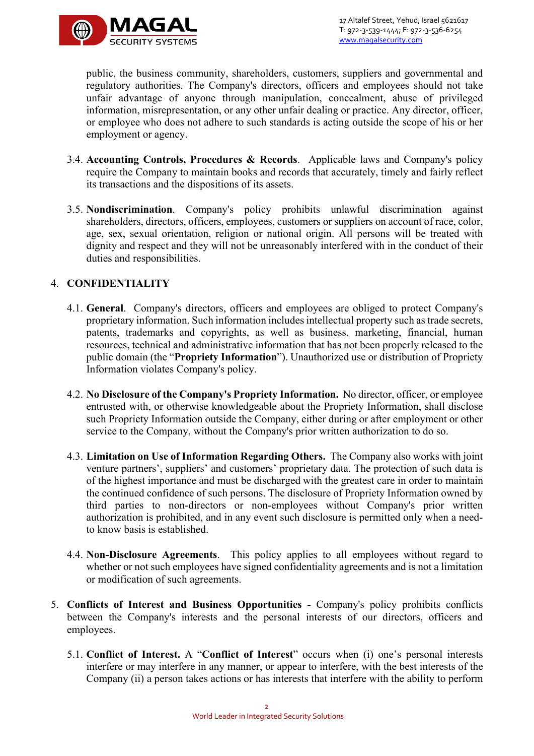public, the business community, shareholders, customers, suppliers and governmental and regulatory authorities. The Company's directors, officers and employees should not take unfair advantage of anyone through manipulation, concealment, abuse of privileged information, misrepresentation, or any other unfair dealing or practice. Any director, officer, or employee who does not adhere to such standards is acting outside the scope of his or her employment or agency.

3.4. **Accounting Controls, Procedures & Records**. Applicable laws and Company's policy require the Company to maintain books and records that accurately, timely and fairly reflect its transactions and the dispositions of its assets.

3.5. **Nondiscrimination**. Company's policy prohibits unlawful discrimination against shareholders, directors, officers, employees, customers or suppliers on account of race, color, age, sex, sexual orientation, religion or national origin. All persons will be treated with dignity and respect and they will not be unreasonably interfered with in the conduct of their duties and responsibilities.

## 4. CONFIDENTIALITY

4.1. **General**. Company's directors, officers and employees are obliged to protect Company's proprietary information. Such information includes intellectual property such as trade secrets, patents, trademarks and copyrights, as well as business, marketing, financial, human resources, technical and administrative information that has not been properly released to the public domain (the "**Propriety Information**"). Unauthorized use or distribution of Propriety Information violates Company's policy.

4.2. **No Disclosure of the Company's Propriety Information.** No director, officer, or employee entrusted with, or otherwise knowledgeable about the Propriety Information, shall disclose such Propriety Information outside the Company, either during or after employment or other service to the Company, without the Company's prior written authorization to do so.

4.3. **Limitation on Use of Information Regarding Others.** The Company also works with joint venture partners', suppliers' and customers' proprietary data. The protection of such data is of the highest importance and must be discharged with the greatest care in order to maintain the continued confidence of such persons. The disclosure of Propriety Information owned by third parties to non-directors or non-employees without Company's prior written authorization is prohibited, and in any event such disclosure is permitted only when a need-to know basis is established.

4.4. **Non-Disclosure Agreements**. This policy applies to all employees without regard to whether or not such employees have signed confidentiality agreements and is not a limitation or modification of such agreements.

## 5. Conflicts of Interest and Business Opportunities

**Conflicts of Interest and Business Opportunities -** Company's policy prohibits conflicts between the Company's interests and the personal interests of our directors, officers and employees.

5.1. **Conflict of Interest.** A "**Conflict of Interest**" occurs when (i) one's personal interests interfere or may interfere in any manner, or appear to interfere, with the best interests of the Company (ii) a person takes actions or has interests that interfere with the ability to perform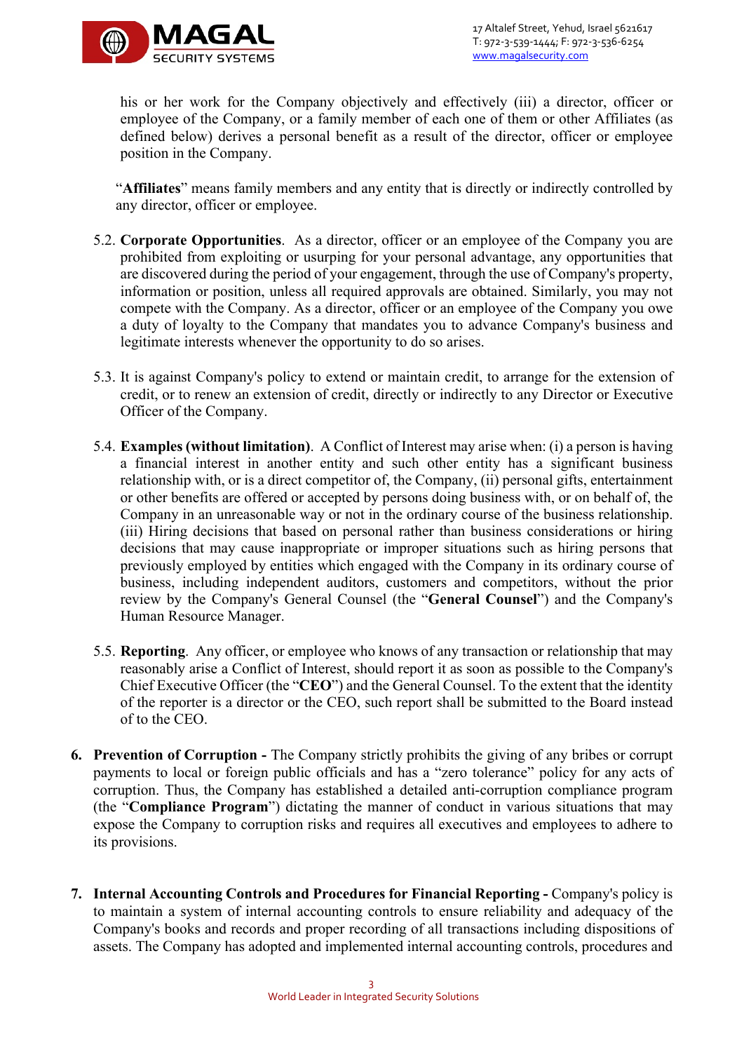his or her work for the Company objectively and effectively (iii) a director, officer or employee of the Company, or a family member of each one of them or other Affiliates (as defined below) derives a personal benefit as a result of the director, officer or employee position in the Company.

"**Affiliates**" means family members and any entity that is directly or indirectly controlled by any director, officer or employee.

5.2. **Corporate Opportunities**. As a director, officer or an employee of the Company you are prohibited from exploiting or usurping for your personal advantage, any opportunities that are discovered during the period of your engagement, through the use of Company's property, information or position, unless all required approvals are obtained. Similarly, you may not compete with the Company. As a director, officer or an employee of the Company you owe a duty of loyalty to the Company that mandates you to advance Company's business and legitimate interests whenever the opportunity to do so arises.

5.3. It is against Company's policy to extend or maintain credit, to arrange for the extension of credit, or to renew an extension of credit, directly or indirectly to any Director or Executive Officer of the Company.

5.4. **Examples (without limitation)**. A Conflict of Interest may arise when: (i) a person is having a financial interest in another entity and such other entity has a significant business relationship with, or is a direct competitor of, the Company, (ii) personal gifts, entertainment or other benefits are offered or accepted by persons doing business with, or on behalf of, the Company in an unreasonable way or not in the ordinary course of the business relationship. (iii) Hiring decisions that based on personal rather than business considerations or hiring decisions that may cause inappropriate or improper situations such as hiring persons that previously employed by entities which engaged with the Company in its ordinary course of business, including independent auditors, customers and competitors, without the prior review by the Company's General Counsel (the "**General Counsel**") and the Company's Human Resource Manager.

5.5. **Reporting**. Any officer, or employee who knows of any transaction or relationship that may reasonably arise a Conflict of Interest, should report it as soon as possible to the Company's Chief Executive Officer (the "**CEO**") and the General Counsel. To the extent that the identity of the reporter is a director or the CEO, such report shall be submitted to the Board instead of to the CEO.

6. **Prevention of Corruption -** The Company strictly prohibits the giving of any bribes or corrupt payments to local or foreign public officials and has a "zero tolerance" policy for any acts of corruption. Thus, the Company has established a detailed anti-corruption compliance program (the "**Compliance Program**") dictating the manner of conduct in various situations that may expose the Company to corruption risks and requires all executives and employees to adhere to its provisions.

7. **Internal Accounting Controls and Procedures for Financial Reporting -** Company's policy is to maintain a system of internal accounting controls to ensure reliability and adequacy of the Company's books and records and proper recording of all transactions including dispositions of assets. The Company has adopted and implemented internal accounting controls, procedures and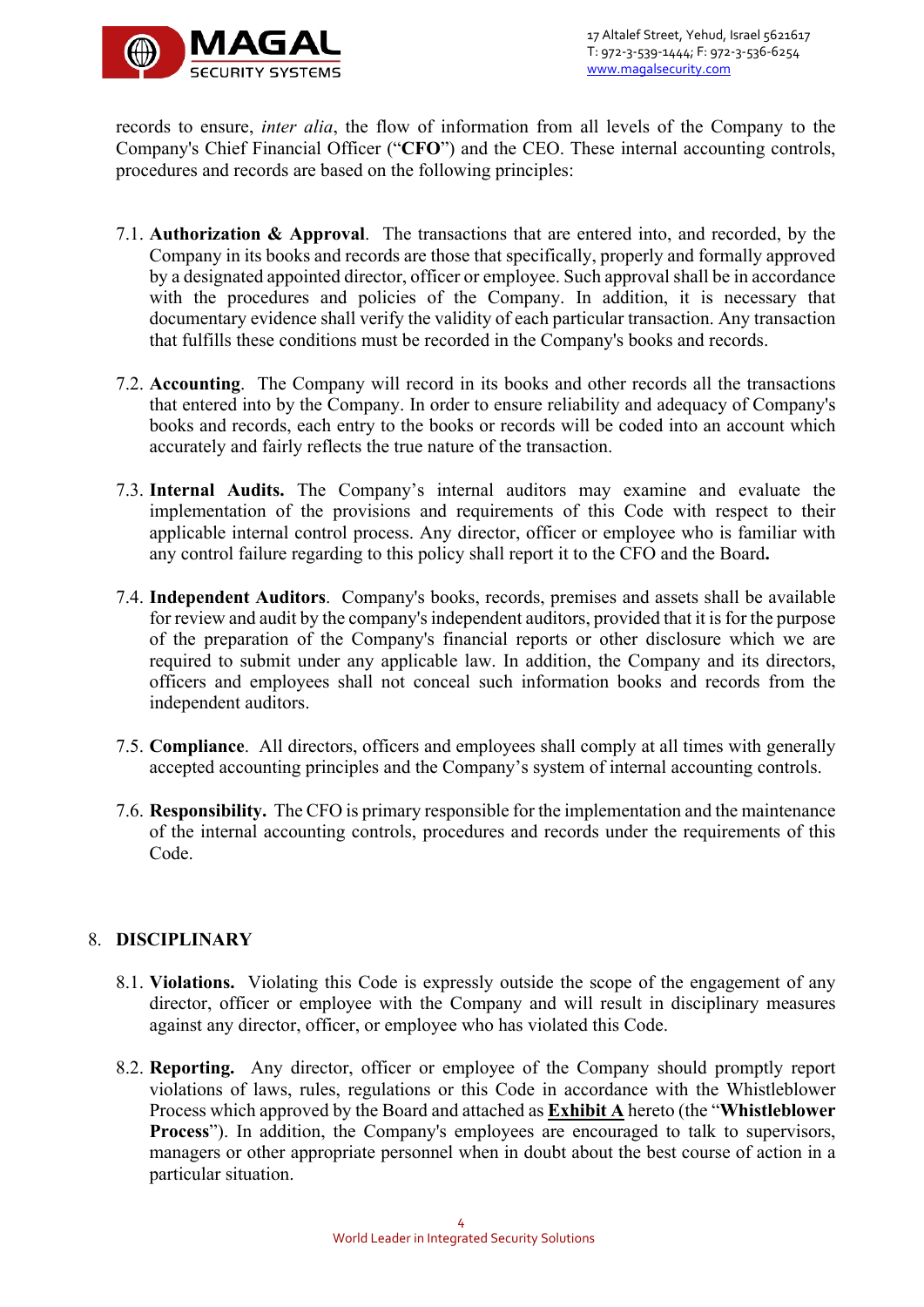records to ensure, *inter alia*, the flow of information from all levels of the Company to the Company's Chief Financial Officer ("**CFO**") and the CEO. These internal accounting controls, procedures and records are based on the following principles:

7.1. **Authorization & Approval**. The transactions that are entered into, and recorded, by the Company in its books and records are those that specifically, properly and formally approved by a designated appointed director, officer or employee. Such approval shall be in accordance with the procedures and policies of the Company. In addition, it is necessary that documentary evidence shall verify the validity of each particular transaction. Any transaction that fulfills these conditions must be recorded in the Company's books and records.

7.2. **Accounting**. The Company will record in its books and other records all the transactions that entered into by the Company. In order to ensure reliability and adequacy of Company's books and records, each entry to the books or records will be coded into an account which accurately and fairly reflects the true nature of the transaction.

7.3. **Internal Audits.** The Company's internal auditors may examine and evaluate the implementation of the provisions and requirements of this Code with respect to their applicable internal control process. Any director, officer or employee who is familiar with any control failure regarding to this policy shall report it to the CFO and the Board**.**

7.4. **Independent Auditors**. Company's books, records, premises and assets shall be available for review and audit by the company's independent auditors, provided that it is for the purpose of the preparation of the Company's financial reports or other disclosure which we are required to submit under any applicable law. In addition, the Company and its directors, officers and employees shall not conceal such information books and records from the independent auditors.

7.5. **Compliance**. All directors, officers and employees shall comply at all times with generally accepted accounting principles and the Company's system of internal accounting controls.

7.6. **Responsibility.** The CFO is primary responsible for the implementation and the maintenance of the internal accounting controls, procedures and records under the requirements of this Code.

## 8. DISCIPLINARY

8.1. **Violations.** Violating this Code is expressly outside the scope of the engagement of any director, officer or employee with the Company and will result in disciplinary measures against any director, officer, or employee who has violated this Code.

8.2. **Reporting.** Any director, officer or employee of the Company should promptly report violations of laws, rules, regulations or this Code in accordance with the Whistleblower Process which approved by the Board and attached as **Exhibit A** hereto (the "**Whistleblower Process**"). In addition, the Company's employees are encouraged to talk to supervisors, managers or other appropriate personnel when in doubt about the best course of action in a particular situation.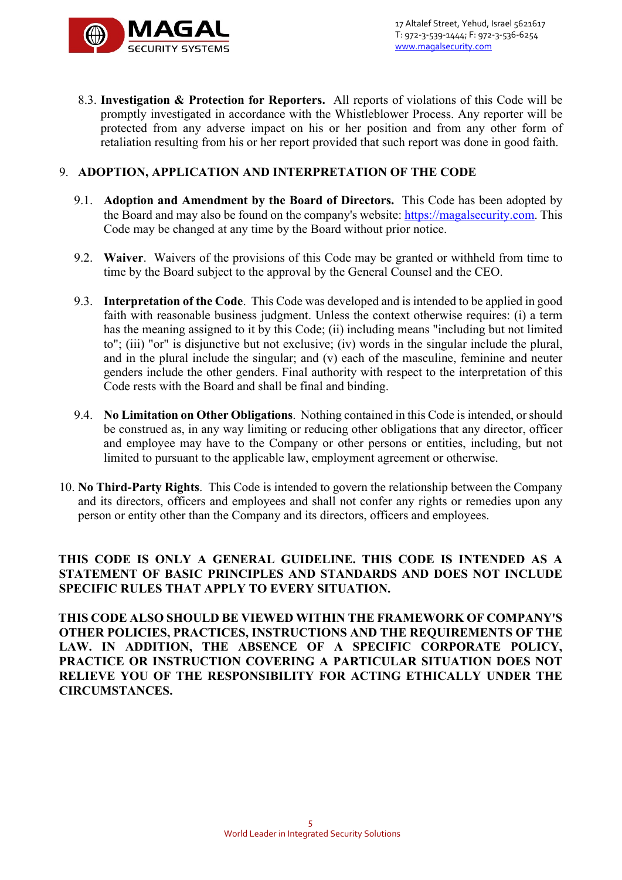8.3. **Investigation & Protection for Reporters.** All reports of violations of this Code will be promptly investigated in accordance with the Whistleblower Process. Any reporter will be protected from any adverse impact on his or her position and from any other form of retaliation resulting from his or her report provided that such report was done in good faith.

## 9. ADOPTION, APPLICATION AND INTERPRETATION OF THE CODE

9.1. **Adoption and Amendment by the Board of Directors.** This Code has been adopted by the Board and may also be found on the company's website: https://magalsecurity.com. This Code may be changed at any time by the Board without prior notice.

9.2. **Waiver**. Waivers of the provisions of this Code may be granted or withheld from time to time by the Board subject to the approval by the General Counsel and the CEO.

9.3. **Interpretation of the Code**. This Code was developed and is intended to be applied in good faith with reasonable business judgment. Unless the context otherwise requires: (i) a term has the meaning assigned to it by this Code; (ii) including means "including but not limited to"; (iii) "or" is disjunctive but not exclusive; (iv) words in the singular include the plural, and in the plural include the singular; and (v) each of the masculine, feminine and neuter genders include the other genders. Final authority with respect to the interpretation of this Code rests with the Board and shall be final and binding.

9.4. **No Limitation on Other Obligations**. Nothing contained in this Code is intended, or should be construed as, in any way limiting or reducing other obligations that any director, officer and employee may have to the Company or other persons or entities, including, but not limited to pursuant to the applicable law, employment agreement or otherwise.

10. **No Third-Party Rights**. This Code is intended to govern the relationship between the Company and its directors, officers and employees and shall not confer any rights or remedies upon any person or entity other than the Company and its directors, officers and employees.

**THIS CODE IS ONLY A GENERAL GUIDELINE. THIS CODE IS INTENDED AS A STATEMENT OF BASIC PRINCIPLES AND STANDARDS AND DOES NOT INCLUDE SPECIFIC RULES THAT APPLY TO EVERY SITUATION.**

**THIS CODE ALSO SHOULD BE VIEWED WITHIN THE FRAMEWORK OF COMPANY'S OTHER POLICIES, PRACTICES, INSTRUCTIONS AND THE REQUIREMENTS OF THE LAW. IN ADDITION, THE ABSENCE OF A SPECIFIC CORPORATE POLICY, PRACTICE OR INSTRUCTION COVERING A PARTICULAR SITUATION DOES NOT RELIEVE YOU OF THE RESPONSIBILITY FOR ACTING ETHICALLY UNDER THE CIRCUMSTANCES.**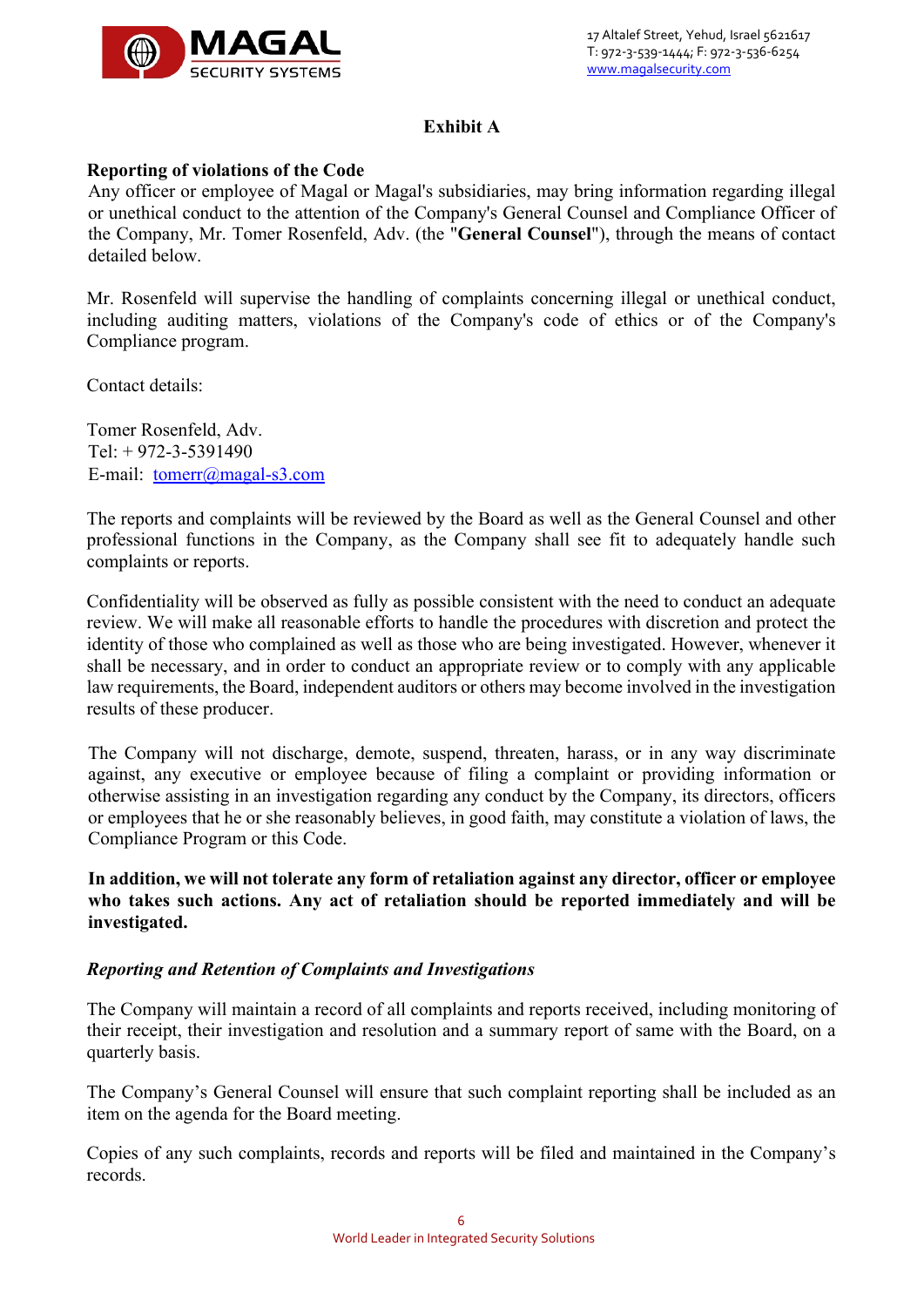# Exhibit A

**Reporting of violations of the Code**

Any officer or employee of Magal or Magal's subsidiaries, may bring information regarding illegal or unethical conduct to the attention of the Company's General Counsel and Compliance Officer of the Company, Mr. Tomer Rosenfeld, Adv. (the "**General Counsel**"), through the means of contact detailed below.

Mr. Rosenfeld will supervise the handling of complaints concerning illegal or unethical conduct, including auditing matters, violations of the Company's code of ethics or of the Company's Compliance program.

Contact details:

Tomer Rosenfeld, Adv.
Tel: + 972-3-5391490
E-mail: tomerr@magal-s3.com

The reports and complaints will be reviewed by the Board as well as the General Counsel and other professional functions in the Company, as the Company shall see fit to adequately handle such complaints or reports.

Confidentiality will be observed as fully as possible consistent with the need to conduct an adequate review. We will make all reasonable efforts to handle the procedures with discretion and protect the identity of those who complained as well as those who are being investigated. However, whenever it shall be necessary, and in order to conduct an appropriate review or to comply with any applicable law requirements, the Board, independent auditors or others may become involved in the investigation results of these producer.

The Company will not discharge, demote, suspend, threaten, harass, or in any way discriminate against, any executive or employee because of filing a complaint or providing information or otherwise assisting in an investigation regarding any conduct by the Company, its directors, officers or employees that he or she reasonably believes, in good faith, may constitute a violation of laws, the Compliance Program or this Code.

**In addition, we will not tolerate any form of retaliation against any director, officer or employee who takes such actions. Any act of retaliation should be reported immediately and will be investigated.**

***Reporting and Retention of Complaints and Investigations***

The Company will maintain a record of all complaints and reports received, including monitoring of their receipt, their investigation and resolution and a summary report of same with the Board, on a quarterly basis.

The Company's General Counsel will ensure that such complaint reporting shall be included as an item on the agenda for the Board meeting.

Copies of any such complaints, records and reports will be filed and maintained in the Company's records.